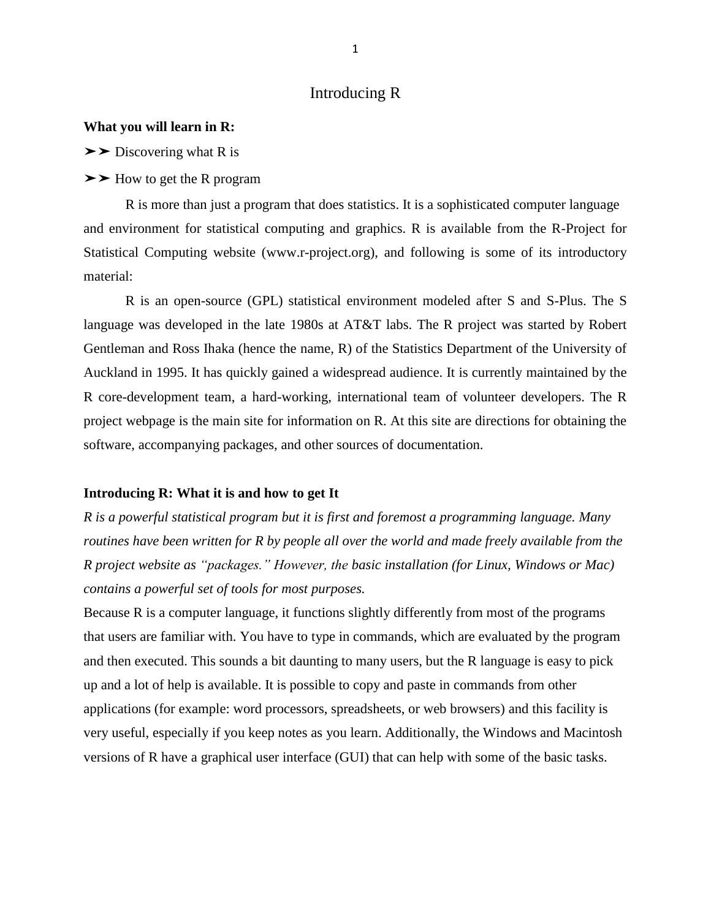# Introducing R

**What you will learn in R:**

➤➤ Discovering what R is

➤➤ How to get the R program

R is more than just a program that does statistics. It is a sophisticated computer language and environment for statistical computing and graphics. R is available from the R-Project for Statistical Computing website (www.r-project.org), and following is some of its introductory material:

R is an open-source (GPL) statistical environment modeled after S and S-Plus. The S language was developed in the late 1980s at AT&T labs. The R project was started by Robert Gentleman and Ross Ihaka (hence the name, R) of the Statistics Department of the University of Auckland in 1995. It has quickly gained a widespread audience. It is currently maintained by the R core-development team, a hard-working, international team of volunteer developers. The R project webpage is the main site for information on R. At this site are directions for obtaining the software, accompanying packages, and other sources of documentation.

**Introducing R: What it is and how to get It**

*R is a powerful statistical program but it is first and foremost a programming language. Many routines have been written for R by people all over the world and made freely available from the R project website as "packages." However, the basic installation (for Linux, Windows or Mac) contains a powerful set of tools for most purposes.*

Because R is a computer language, it functions slightly differently from most of the programs that users are familiar with. You have to type in commands, which are evaluated by the program and then executed. This sounds a bit daunting to many users, but the R language is easy to pick up and a lot of help is available. It is possible to copy and paste in commands from other applications (for example: word processors, spreadsheets, or web browsers) and this facility is very useful, especially if you keep notes as you learn. Additionally, the Windows and Macintosh versions of R have a graphical user interface (GUI) that can help with some of the basic tasks.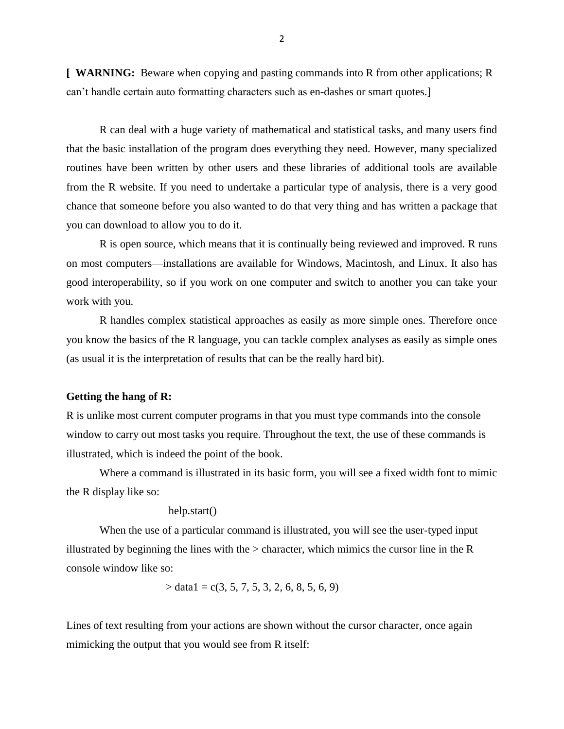**[ WARNING:** Beware when copying and pasting commands into R from other applications; R can't handle certain auto formatting characters such as en-dashes or smart quotes.]

R can deal with a huge variety of mathematical and statistical tasks, and many users find that the basic installation of the program does everything they need. However, many specialized routines have been written by other users and these libraries of additional tools are available from the R website. If you need to undertake a particular type of analysis, there is a very good chance that someone before you also wanted to do that very thing and has written a package that you can download to allow you to do it.

R is open source, which means that it is continually being reviewed and improved. R runs on most computers—installations are available for Windows, Macintosh, and Linux. It also has good interoperability, so if you work on one computer and switch to another you can take your work with you.

R handles complex statistical approaches as easily as more simple ones. Therefore once you know the basics of the R language, you can tackle complex analyses as easily as simple ones (as usual it is the interpretation of results that can be the really hard bit).

**Getting the hang of R:**

R is unlike most current computer programs in that you must type commands into the console window to carry out most tasks you require. Throughout the text, the use of these commands is illustrated, which is indeed the point of the book.

Where a command is illustrated in its basic form, you will see a fixed width font to mimic the R display like so:

```
help.start()
```

When the use of a particular command is illustrated, you will see the user-typed input illustrated by beginning the lines with the > character, which mimics the cursor line in the R console window like so:

```
> data1 = c(3, 5, 7, 5, 3, 2, 6, 8, 5, 6, 9)
```

Lines of text resulting from your actions are shown without the cursor character, once again mimicking the output that you would see from R itself: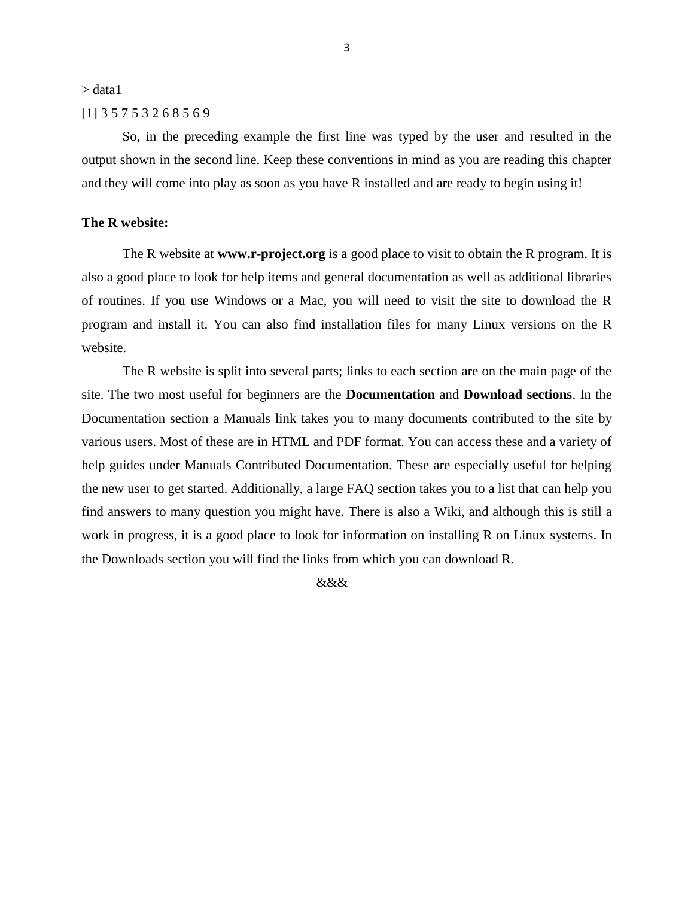```
> data1
[1] 3 5 7 5 3 2 6 8 5 6 9
```

So, in the preceding example the first line was typed by the user and resulted in the output shown in the second line. Keep these conventions in mind as you are reading this chapter and they will come into play as soon as you have R installed and are ready to begin using it!

**The R website:**

The R website at **www.r-project.org** is a good place to visit to obtain the R program. It is also a good place to look for help items and general documentation as well as additional libraries of routines. If you use Windows or a Mac, you will need to visit the site to download the R program and install it. You can also find installation files for many Linux versions on the R website.

The R website is split into several parts; links to each section are on the main page of the site. The two most useful for beginners are the **Documentation** and **Download sections**. In the Documentation section a Manuals link takes you to many documents contributed to the site by various users. Most of these are in HTML and PDF format. You can access these and a variety of help guides under Manuals Contributed Documentation. These are especially useful for helping the new user to get started. Additionally, a large FAQ section takes you to a list that can help you find answers to many question you might have. There is also a Wiki, and although this is still a work in progress, it is a good place to look for information on installing R on Linux systems. In the Downloads section you will find the links from which you can download R.

&&&